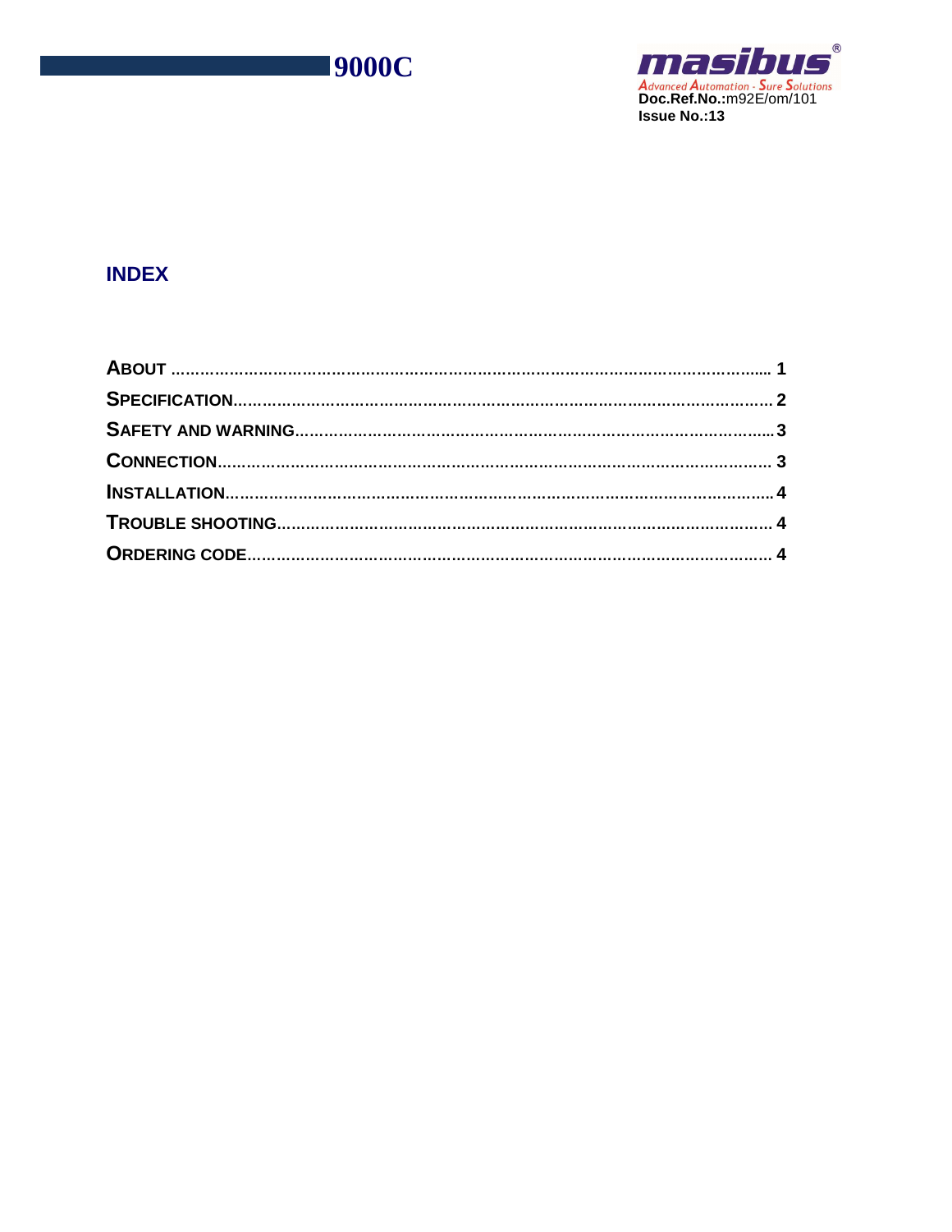# INDEX

| | |
|---|---|
| **ABOUT** | **1** |
| **SPECIFICATION** | **2** |
| **SAFETY AND WARNING** | **3** |
| **CONNECTION** | **3** |
| **INSTALLATION** | **4** |
| **TROUBLE SHOOTING** | **4** |
| **ORDERING CODE** | **4** |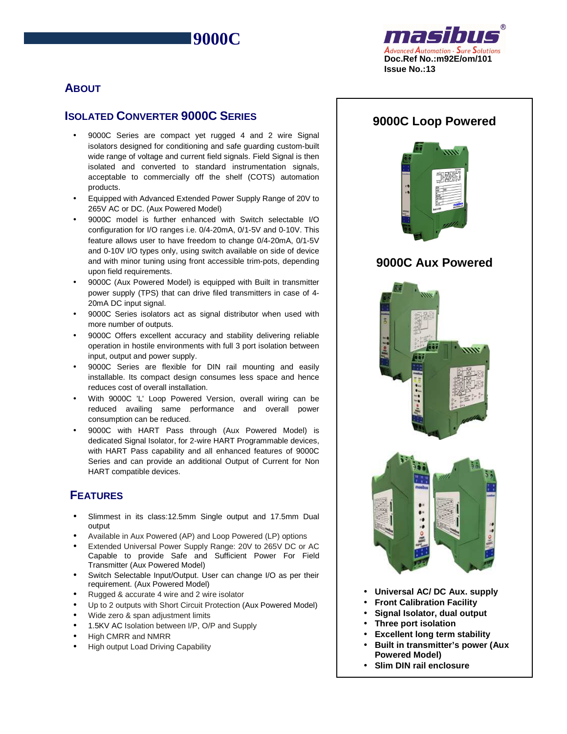# 9000C

masibus
Advanced Automation - Sure Solutions
Doc.Ref No.:m92E/om/101
Issue No.:13

## ABOUT

### ISOLATED CONVERTER 9000C SERIES

- 9000C Series are compact yet rugged 4 and 2 wire Signal isolators designed for conditioning and safe guarding custom-built wide range of voltage and current field signals. Field Signal is then isolated and converted to standard instrumentation signals, acceptable to commercially off the shelf (COTS) automation products.
- Equipped with Advanced Extended Power Supply Range of 20V to 265V AC or DC. (Aux Powered Model)
- 9000C model is further enhanced with Switch selectable I/O configuration for I/O ranges i.e. 0/4-20mA, 0/1-5V and 0-10V. This feature allows user to have freedom to change 0/4-20mA, 0/1-5V and 0-10V I/O types only, using switch available on side of device and with minor tuning using front accessible trim-pots, depending upon field requirements.
- 9000C (Aux Powered Model) is equipped with Built in transmitter power supply (TPS) that can drive filed transmitters in case of 4-20mA DC input signal.
- 9000C Series isolators act as signal distributor when used with more number of outputs.
- 9000C Offers excellent accuracy and stability delivering reliable operation in hostile environments with full 3 port isolation between input, output and power supply.
- 9000C Series are flexible for DIN rail mounting and easily installable. Its compact design consumes less space and hence reduces cost of overall installation.
- With 9000C 'L' Loop Powered Version, overall wiring can be reduced availing same performance and overall power consumption can be reduced.
- 9000C with HART Pass through (Aux Powered Model) is dedicated Signal Isolator, for 2-wire HART Programmable devices, with HART Pass capability and all enhanced features of 9000C Series and can provide an additional Output of Current for Non HART compatible devices.

## FEATURES

- Slimmest in its class:12.5mm Single output and 17.5mm Dual output
- Available in Aux Powered (AP) and Loop Powered (LP) options
- Extended Universal Power Supply Range: 20V to 265V DC or AC Capable to provide Safe and Sufficient Power For Field Transmitter (Aux Powered Model)
- Switch Selectable Input/Output. User can change I/O as per their requirement. (Aux Powered Model)
- Rugged & accurate 4 wire and 2 wire isolator
- Up to 2 outputs with Short Circuit Protection (Aux Powered Model)
- Wide zero & span adjustment limits
- 1.5KV AC Isolation between I/P, O/P and Supply
- High CMRR and NMRR
- High output Load Driving Capability

**9000C Loop Powered**

**9000C Aux Powered**

- **Universal AC/ DC Aux. supply**
- **Front Calibration Facility**
- **Signal Isolator, dual output**
- **Three port isolation**
- **Excellent long term stability**
- **Built in transmitter's power (Aux Powered Model)**
- **Slim DIN rail enclosure**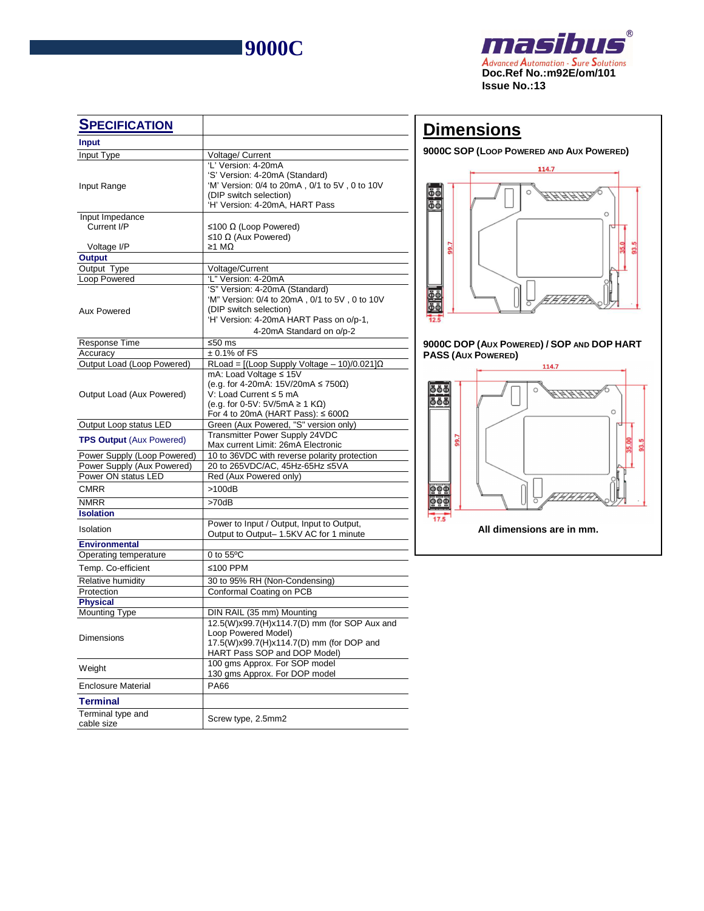## SPECIFICATION

| **Input** | |
|---|---|
| Input Type | Voltage/ Current |
| Input Range | 'L' Version: 4-20mA<br>'S' Version: 4-20mA (Standard)<br>'M' Version: 0/4 to 20mA , 0/1 to 5V , 0 to 10V (DIP switch selection)<br>'H' Version: 4-20mA, HART Pass |
| Input Impedance<br>Current I/P<br><br>Voltage I/P | <br>≤100 Ω (Loop Powered)<br>≤10 Ω (Aux Powered)<br>≥1 MΩ |
| **Output** | |
| Output Type | Voltage/Current |
| Loop Powered | "L" Version: 4-20mA |
| Aux Powered | 'S" Version: 4-20mA (Standard)<br>'M" Version: 0/4 to 20mA , 0/1 to 5V , 0 to 10V (DIP switch selection)<br>'H' Version: 4-20mA HART Pass on o/p-1,<br>4-20mA Standard on o/p-2 |
| Response Time | ≤50 ms |
| Accuracy | ± 0.1% of FS |
| Output Load (Loop Powered) | RLoad = [(Loop Supply Voltage – 10)/0.021]Ω |
| Output Load (Aux Powered) | mA: Load Voltage ≤ 15V<br>(e.g. for 4-20mA: 15V/20mA ≤ 750Ω)<br>V: Load Current ≤ 5 mA<br>(e.g. for 0-5V: 5V/5mA ≥ 1 KΩ)<br>For 4 to 20mA (HART Pass): ≤ 600Ω |
| Output Loop status LED | Green (Aux Powered, "S" version only) |
| **TPS Output** (Aux Powered) | Transmitter Power Supply 24VDC<br>Max current Limit: 26mA Electronic |
| Power Supply (Loop Powered) | 10 to 36VDC with reverse polarity protection |
| Power Supply (Aux Powered) | 20 to 265VDC/AC, 45Hz-65Hz ≤5VA |
| Power ON status LED | Red (Aux Powered only) |
| CMRR | >100dB |
| NMRR | >70dB |
| **Isolation** | |
| Isolation | Power to Input / Output, Input to Output, Output to Output– 1.5KV AC for 1 minute |
| **Environmental** | |
| Operating temperature | 0 to 55ºC |
| Temp. Co-efficient | ≤100 PPM |
| Relative humidity | 30 to 95% RH (Non-Condensing) |
| Protection | Conformal Coating on PCB |
| **Physical** | |
| Mounting Type | DIN RAIL (35 mm) Mounting |
| Dimensions | 12.5(W)x99.7(H)x114.7(D) mm (for SOP Aux and Loop Powered Model)<br>17.5(W)x99.7(H)x114.7(D) mm (for DOP and HART Pass SOP and DOP Model) |
| Weight | 100 gms Approx. For SOP model<br>130 gms Approx. For DOP model |
| Enclosure Material | PA66 |
| **Terminal** | |
| Terminal type and cable size | Screw type, 2.5mm2 |

## Dimensions

**9000C SOP (Loop Powered and Aux Powered)**

114.7, 99.7, 35.0, 93.5, 12.5

**9000C DOP (Aux Powered) / SOP and DOP HART PASS (Aux Powered)**

114.7, 99.7, 35.00, 93.5, 17.5

**All dimensions are in mm.**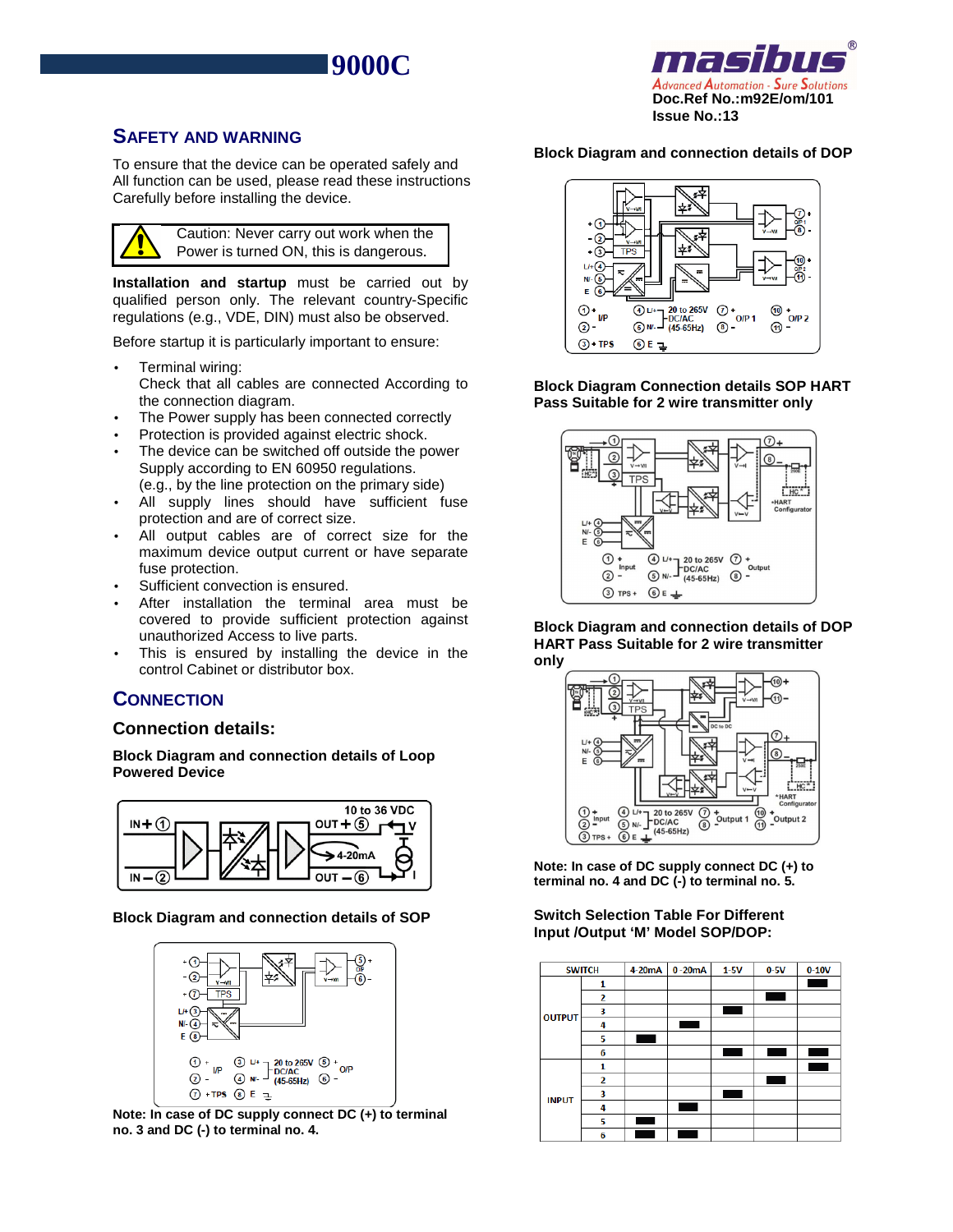## SAFETY AND WARNING

To ensure that the device can be operated safely and All function can be used, please read these instructions Carefully before installing the device.

> ⚠ Caution: Never carry out work when the Power is turned ON, this is dangerous.

**Installation and startup** must be carried out by qualified person only. The relevant country-Specific regulations (e.g., VDE, DIN) must also be observed.

Before startup it is particularly important to ensure:

- Terminal wiring:
  Check that all cables are connected According to the connection diagram.
- The Power supply has been connected correctly
- Protection is provided against electric shock.
- The device can be switched off outside the power Supply according to EN 60950 regulations.
  (e.g., by the line protection on the primary side)
- All supply lines should have sufficient fuse protection and are of correct size.
- All output cables are of correct size for the maximum device output current or have separate fuse protection.
- Sufficient convection is ensured.
- After installation the terminal area must be covered to provide sufficient protection against unauthorized Access to live parts.
- This is ensured by installing the device in the control Cabinet or distributor box.

## CONNECTION

### Connection details:

**Block Diagram and connection details of Loop Powered Device**

**Block Diagram and connection details of SOP**

**Note: In case of DC supply connect DC (+) to terminal no. 3 and DC (-) to terminal no. 4.**

**Block Diagram and connection details of DOP**

**Block Diagram Connection details SOP HART Pass Suitable for 2 wire transmitter only**

**Block Diagram and connection details of DOP HART Pass Suitable for 2 wire transmitter only**

**Note: In case of DC supply connect DC (+) to terminal no. 4 and DC (-) to terminal no. 5.**

**Switch Selection Table For Different Input /Output 'M' Model SOP/DOP:**

| SWITCH | | 4-20mA | 0-20mA | 1-5V | 0-5V | 0-10V |
|---|---|---|---|---|---|---|
| OUTPUT | 1 | | | | | ■ |
| | 2 | | | | ■ | |
| | 3 | | | ■ | | |
| | 4 | | ■ | | | |
| | 5 | ■ | | | | |
| | 6 | | | ■ | ■ | ■ |
| INPUT | 1 | | | | | ■ |
| | 2 | | | | ■ | |
| | 3 | | | ■ | | |
| | 4 | | ■ | | | |
| | 5 | ■ | | | | |
| | 6 | ■ | ■ | | | |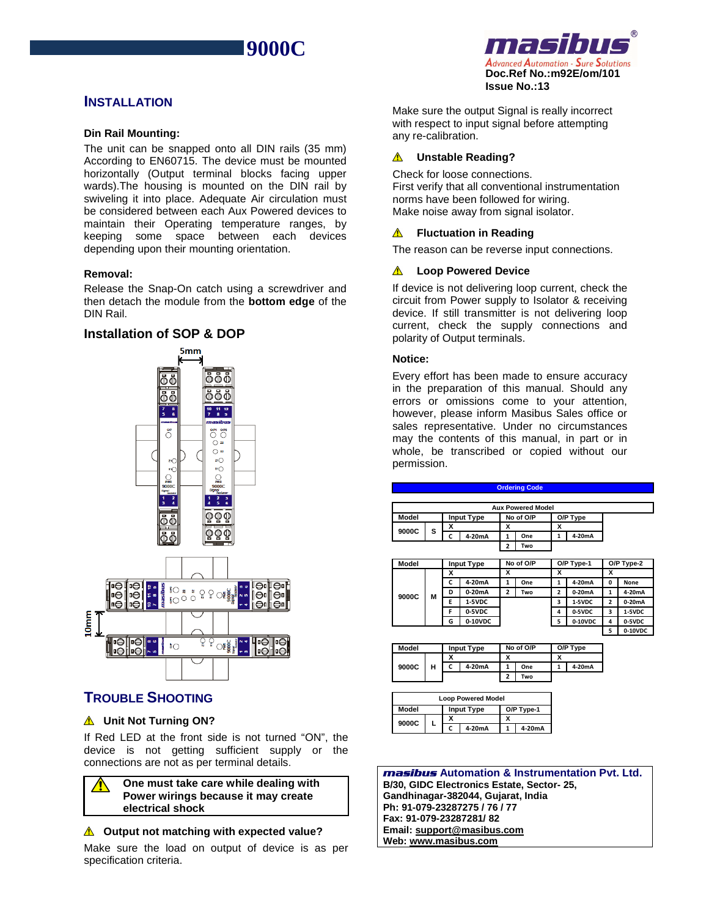# 9000C

**masibus** — Advanced Automation - Sure Solutions

**Doc.Ref No.:m92E/om/101**
**Issue No.:13**

## INSTALLATION

### Din Rail Mounting:

The unit can be snapped onto all DIN rails (35 mm) According to EN60715. The device must be mounted horizontally (Output terminal blocks facing upper wards).The housing is mounted on the DIN rail by swiveling it into place. Adequate Air circulation must be considered between each Aux Powered devices to maintain their Operating temperature ranges, by keeping some space between each devices depending upon their mounting orientation.

### Removal:

Release the Snap-On catch using a screwdriver and then detach the module from the **bottom edge** of the DIN Rail.

### Installation of SOP & DOP

5mm

10mm

## TROUBLE SHOOTING

### ⚠ Unit Not Turning ON?

If Red LED at the front side is not turned "ON", the device is not getting sufficient supply or the connections are not as per terminal details.

> ⚠ **One must take care while dealing with Power wirings because it may create electrical shock**

### ⚠ Output not matching with expected value?

Make sure the load on output of device is as per specification criteria.

Make sure the output Signal is really incorrect with respect to input signal before attempting any re-calibration.

### ⚠ Unstable Reading?

Check for loose connections.
First verify that all conventional instrumentation norms have been followed for wiring.
Make noise away from signal isolator.

### ⚠ Fluctuation in Reading

The reason can be reverse input connections.

### ⚠ Loop Powered Device

If device is not delivering loop current, check the circuit from Power supply to Isolator & receiving device. If still transmitter is not delivering loop current, check the supply connections and polarity of Output terminals.

### Notice:

Every effort has been made to ensure accuracy in the preparation of this manual. Should any errors or omissions come to your attention, however, please inform Masibus Sales office or sales representative. Under no circumstances may the contents of this manual, in part or in whole, be transcribed or copied without our permission.

### Ordering Code

**Aux Powered Model**

| Model | | Input Type | | No of O/P | | O/P Type | |
|---|---|---|---|---|---|---|---|
| 9000C | S | X | | X | | X | |
| | | C | 4-20mA | 1 | One | 1 | 4-20mA |
| | | | | 2 | Two | | |

| Model | | Input Type | | No of O/P | | O/P Type-1 | | O/P Type-2 | |
|---|---|---|---|---|---|---|---|---|---|
| 9000C | M | X | | X | | X | | X | |
| | | C | 4-20mA | 1 | One | 1 | 4-20mA | 0 | None |
| | | D | 0-20mA | 2 | Two | 2 | 0-20mA | 1 | 4-20mA |
| | | E | 1-5VDC | | | 3 | 1-5VDC | 2 | 0-20mA |
| | | F | 0-5VDC | | | 4 | 0-5VDC | 3 | 1-5VDC |
| | | G | 0-10VDC | | | 5 | 0-10VDC | 4 | 0-5VDC |
| | | | | | | | | 5 | 0-10VDC |

| Model | | Input Type | | No of O/P | | O/P Type | |
|---|---|---|---|---|---|---|---|
| 9000C | H | X | | X | | X | |
| | | C | 4-20mA | 1 | One | 1 | 4-20mA |
| | | | | 2 | Two | | |

**Loop Powered Model**

| Model | | Input Type | | O/P Type-1 | |
|---|---|---|---|---|---|
| 9000C | L | X | | X | |
| | | C | 4-20mA | 1 | 4-20mA |

**masibus Automation & Instrumentation Pvt. Ltd.**
**B/30, GIDC Electronics Estate, Sector- 25,**
**Gandhinagar-382044, Gujarat, India**
**Ph: 91-079-23287275 / 76 / 77**
**Fax: 91-079-23287281/ 82**
**Email: support@masibus.com**
**Web: www.masibus.com**